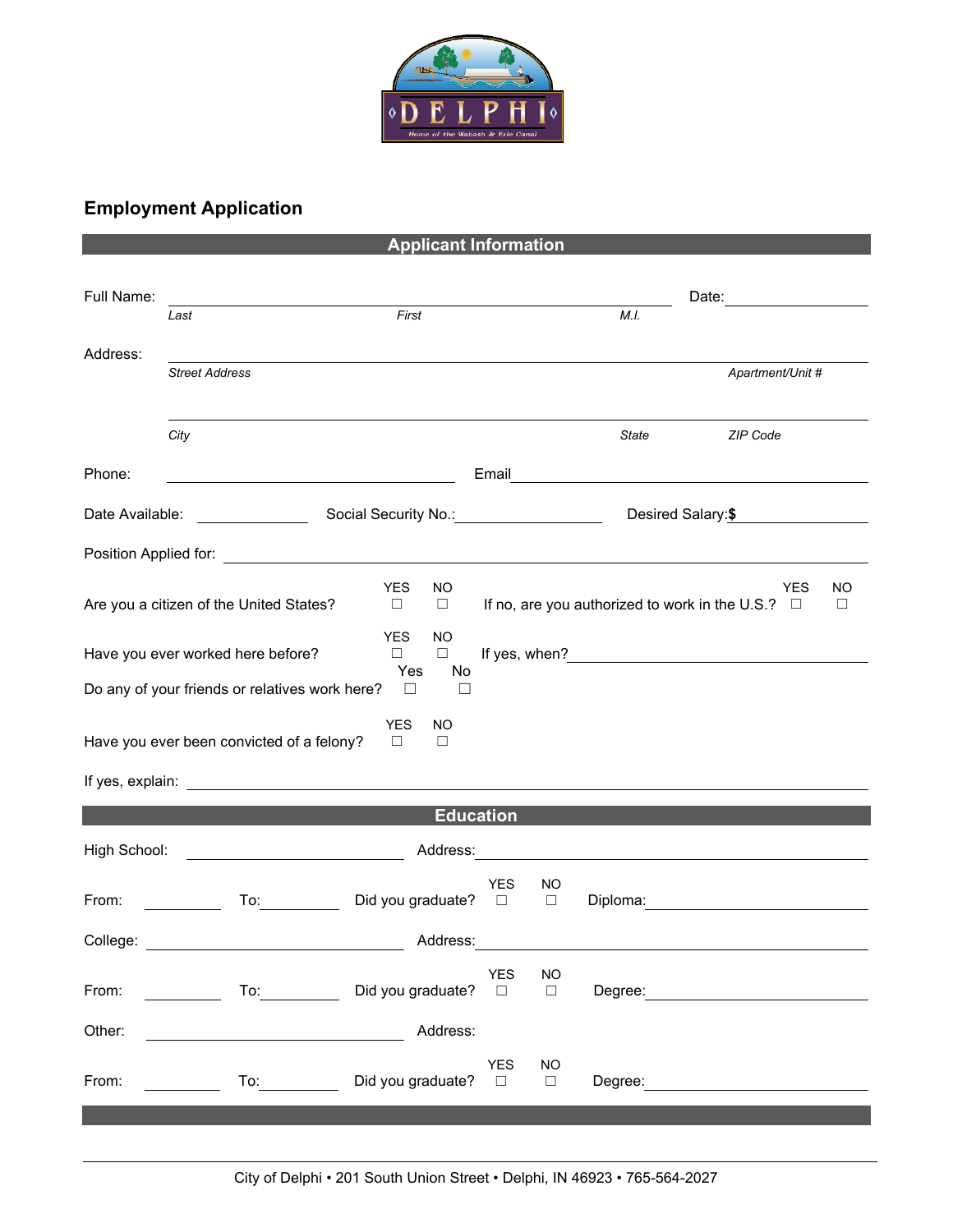DELPHI

Home of the Wabash & Erie Canal

## Employment Application

### Applicant Information

Full Name: ______________________________________________ Date: ______________

*Last* *First* *M.I.*

Address: ____________________________________________________________

*Street Address* *Apartment/Unit #*

____________________________________________________________

*City* *State* *ZIP Code*

Phone: ____________________ Email ____________________

Date Available: __________ Social Security No.: __________ Desired Salary: **$** __________

Position Applied for: ____________________________________________

Are you a citizen of the United States? YES ☐ NO ☐ If no, are you authorized to work in the U.S.? YES ☐ NO ☐

Have you ever worked here before? YES ☐ NO ☐ If yes, when? ____________________

Do any of your friends or relatives work here? Yes ☐ No ☐

Have you ever been convicted of a felony? YES ☐ NO ☐

If yes, explain: ____________________________________________

### Education

High School: ____________________ Address: ____________________

From: __________ To: __________ Did you graduate? YES ☐ NO ☐ Diploma: ____________________

College: ____________________ Address: ____________________

From: __________ To: __________ Did you graduate? YES ☐ NO ☐ Degree: ____________________

Other: ____________________ Address:

From: __________ To: __________ Did you graduate? YES ☐ NO ☐ Degree: ____________________

City of Delphi • 201 South Union Street • Delphi, IN 46923 • 765-564-2027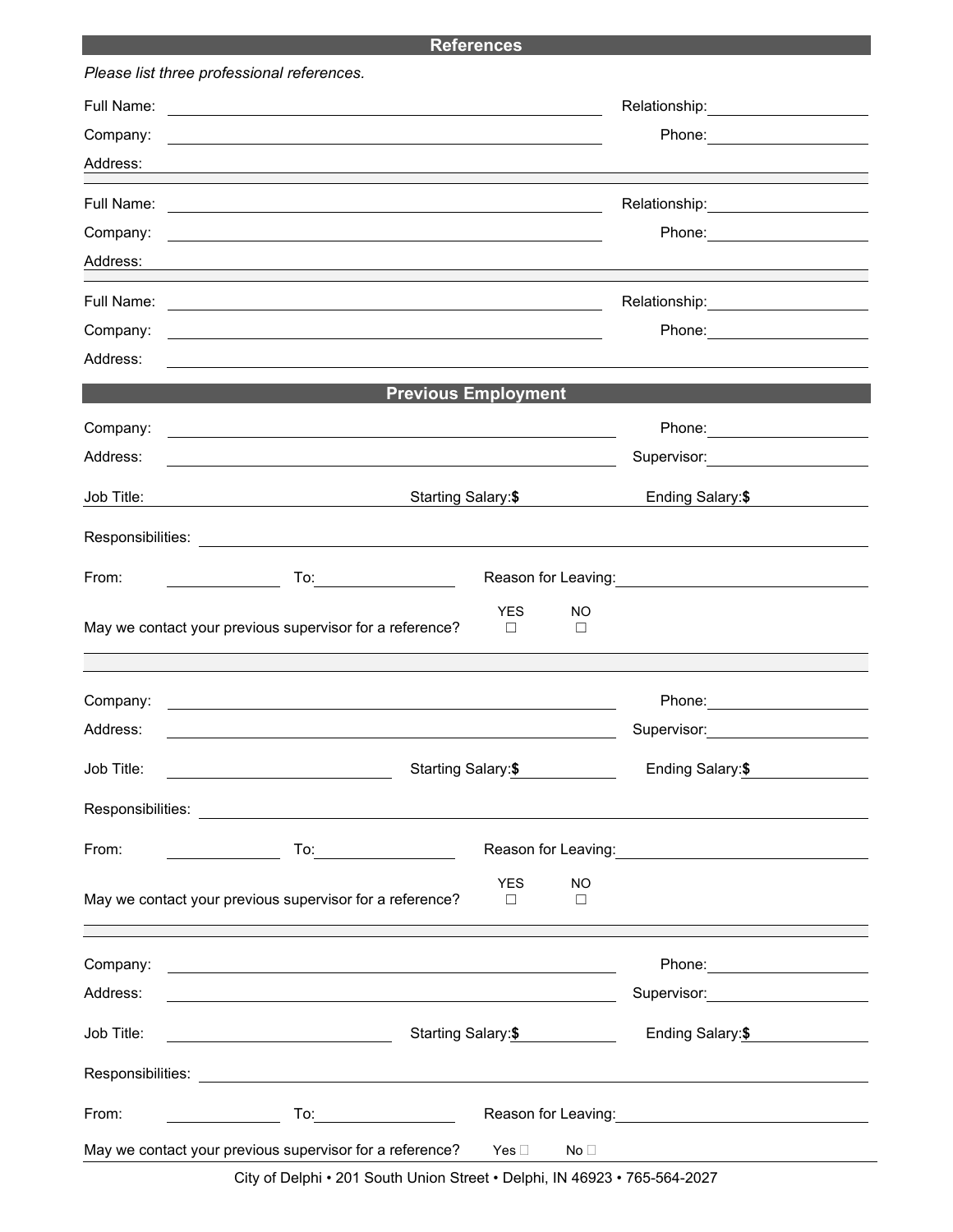## References

*Please list three professional references.*

Full Name: ______________________ Relationship: ______________

Company: ______________________ Phone: ______________

Address: ______________________

---

Full Name: ______________________ Relationship: ______________

Company: ______________________ Phone: ______________

Address: ______________________

---

Full Name: ______________________ Relationship: ______________

Company: ______________________ Phone: ______________

Address: ______________________

## Previous Employment

Company: ______________________ Phone: ______________

Address: ______________________ Supervisor: ______________

Job Title: ______________ Starting Salary:**$** ______________ Ending Salary:**$** ______________

Responsibilities: ______________________

From: ______________ To: ______________ Reason for Leaving: ______________

May we contact your previous supervisor for a reference? YES ☐ NO ☐

---

Company: ______________________ Phone: ______________

Address: ______________________ Supervisor: ______________

Job Title: ______________ Starting Salary:**$** ______________ Ending Salary:**$** ______________

Responsibilities: ______________________

From: ______________ To: ______________ Reason for Leaving: ______________

May we contact your previous supervisor for a reference? YES ☐ NO ☐

---

Company: ______________________ Phone: ______________

Address: ______________________ Supervisor: ______________

Job Title: ______________ Starting Salary:**$** ______________ Ending Salary:**$** ______________

Responsibilities: ______________________

From: ______________ To: ______________ Reason for Leaving: ______________

May we contact your previous supervisor for a reference? Yes ☐ No ☐

City of Delphi • 201 South Union Street • Delphi, IN 46923 • 765-564-2027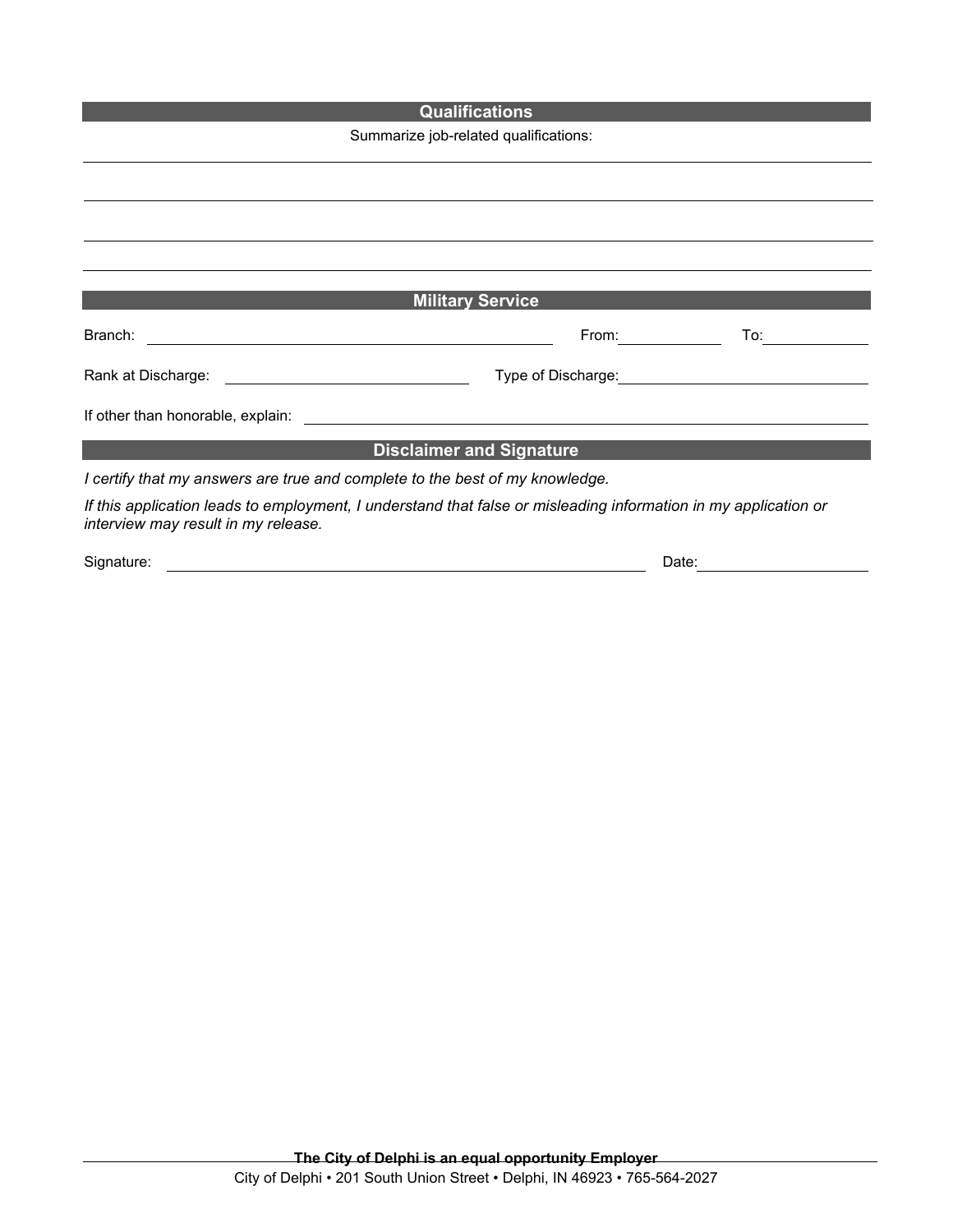## Qualifications

Summarize job-related qualifications:

## Military Service

Branch: From: To:

Rank at Discharge: Type of Discharge:

If other than honorable, explain:

## Disclaimer and Signature

*I certify that my answers are true and complete to the best of my knowledge.*

*If this application leads to employment, I understand that false or misleading information in my application or interview may result in my release.*

Signature: Date:

**The City of Delphi is an equal opportunity Employer**

City of Delphi • 201 South Union Street • Delphi, IN 46923 • 765-564-2027